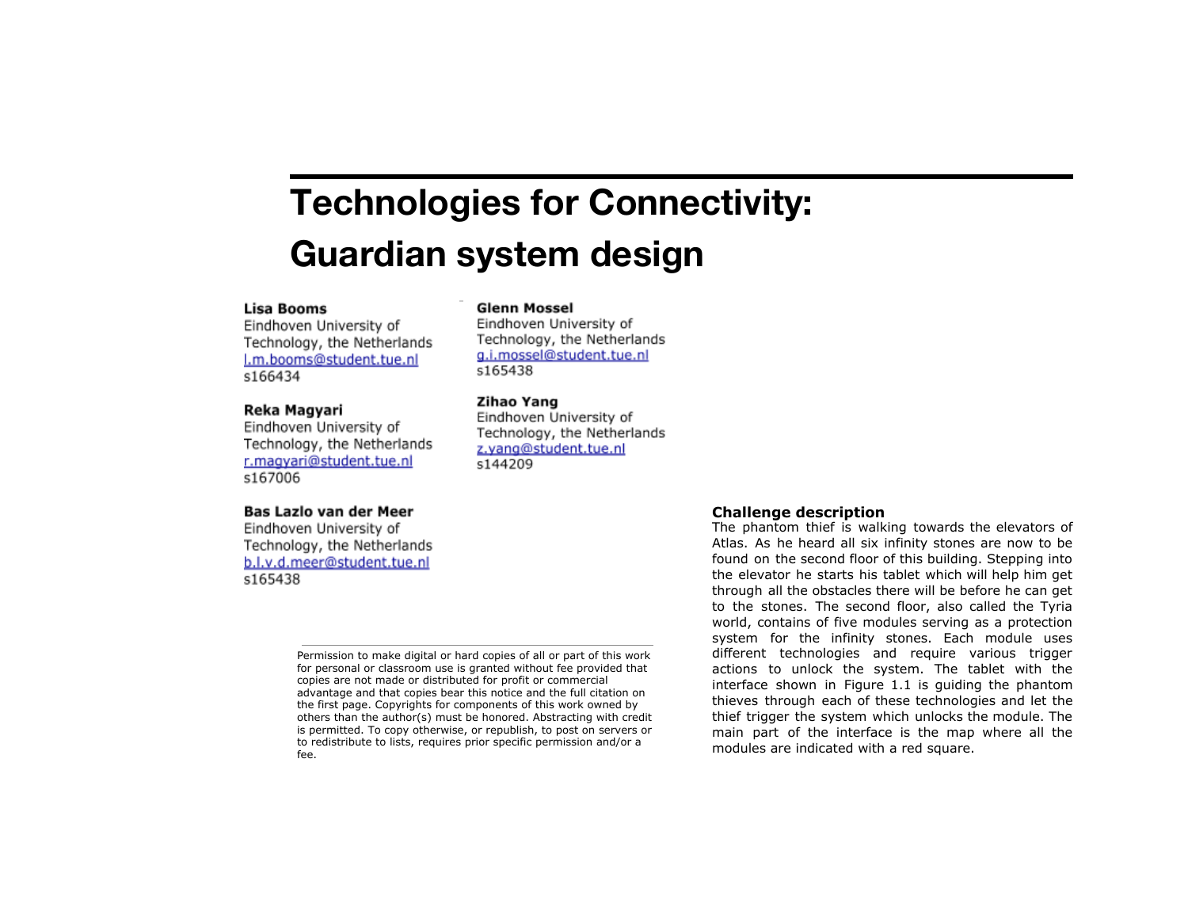# Technologies for Connectivity: Guardian system design

**Lisa Booms**
Eindhoven University of Technology, the Netherlands
l.m.booms@student.tue.nl
s166434

**Reka Magyari**
Eindhoven University of Technology, the Netherlands
r.magyari@student.tue.nl
s167006

**Bas Lazlo van der Meer**
Eindhoven University of Technology, the Netherlands
b.l.v.d.meer@student.tue.nl
s165438

**Glenn Mossel**
Eindhoven University of Technology, the Netherlands
g.i.mossel@student.tue.nl
s165438

**Zihao Yang**
Eindhoven University of Technology, the Netherlands
z.yang@student.tue.nl
s144209

Permission to make digital or hard copies of all or part of this work for personal or classroom use is granted without fee provided that copies are not made or distributed for profit or commercial advantage and that copies bear this notice and the full citation on the first page. Copyrights for components of this work owned by others than the author(s) must be honored. Abstracting with credit is permitted. To copy otherwise, or republish, to post on servers or to redistribute to lists, requires prior specific permission and/or a fee.

### Challenge description

The phantom thief is walking towards the elevators of Atlas. As he heard all six infinity stones are now to be found on the second floor of this building. Stepping into the elevator he starts his tablet which will help him get through all the obstacles there will be before he can get to the stones. The second floor, also called the Tyria world, contains of five modules serving as a protection system for the infinity stones. Each module uses different technologies and require various trigger actions to unlock the system. The tablet with the interface shown in Figure 1.1 is guiding the phantom thieves through each of these technologies and let the thief trigger the system which unlocks the module. The main part of the interface is the map where all the modules are indicated with a red square.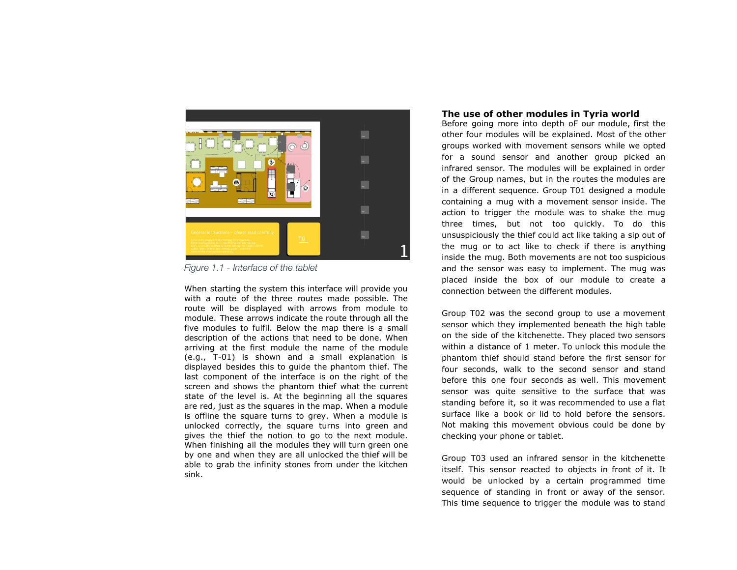*Figure 1.1 - Interface of the tablet*

When starting the system this interface will provide you with a route of the three routes made possible. The route will be displayed with arrows from module to module. These arrows indicate the route through all the five modules to fulfil. Below the map there is a small description of the actions that need to be done. When arriving at the first module the name of the module (e.g., T-01) is shown and a small explanation is displayed besides this to guide the phantom thief. The last component of the interface is on the right of the screen and shows the phantom thief what the current state of the level is. At the beginning all the squares are red, just as the squares in the map. When a module is offline the square turns to grey. When a module is unlocked correctly, the square turns into green and gives the thief the notion to go to the next module. When finishing all the modules they will turn green one by one and when they are all unlocked the thief will be able to grab the infinity stones from under the kitchen sink.

## The use of other modules in Tyria world

Before going more into depth oF our module, first the other four modules will be explained. Most of the other groups worked with movement sensors while we opted for a sound sensor and another group picked an infrared sensor. The modules will be explained in order of the Group names, but in the routes the modules are in a different sequence. Group T01 designed a module containing a mug with a movement sensor inside. The action to trigger the module was to shake the mug three times, but not too quickly. To do this unsuspiciously the thief could act like taking a sip out of the mug or to act like to check if there is anything inside the mug. Both movements are not too suspicious and the sensor was easy to implement. The mug was placed inside the box of our module to create a connection between the different modules.

Group T02 was the second group to use a movement sensor which they implemented beneath the high table on the side of the kitchenette. They placed two sensors within a distance of 1 meter. To unlock this module the phantom thief should stand before the first sensor for four seconds, walk to the second sensor and stand before this one four seconds as well. This movement sensor was quite sensitive to the surface that was standing before it, so it was recommended to use a flat surface like a book or lid to hold before the sensors. Not making this movement obvious could be done by checking your phone or tablet.

Group T03 used an infrared sensor in the kitchenette itself. This sensor reacted to objects in front of it. It would be unlocked by a certain programmed time sequence of standing in front or away of the sensor. This time sequence to trigger the module was to stand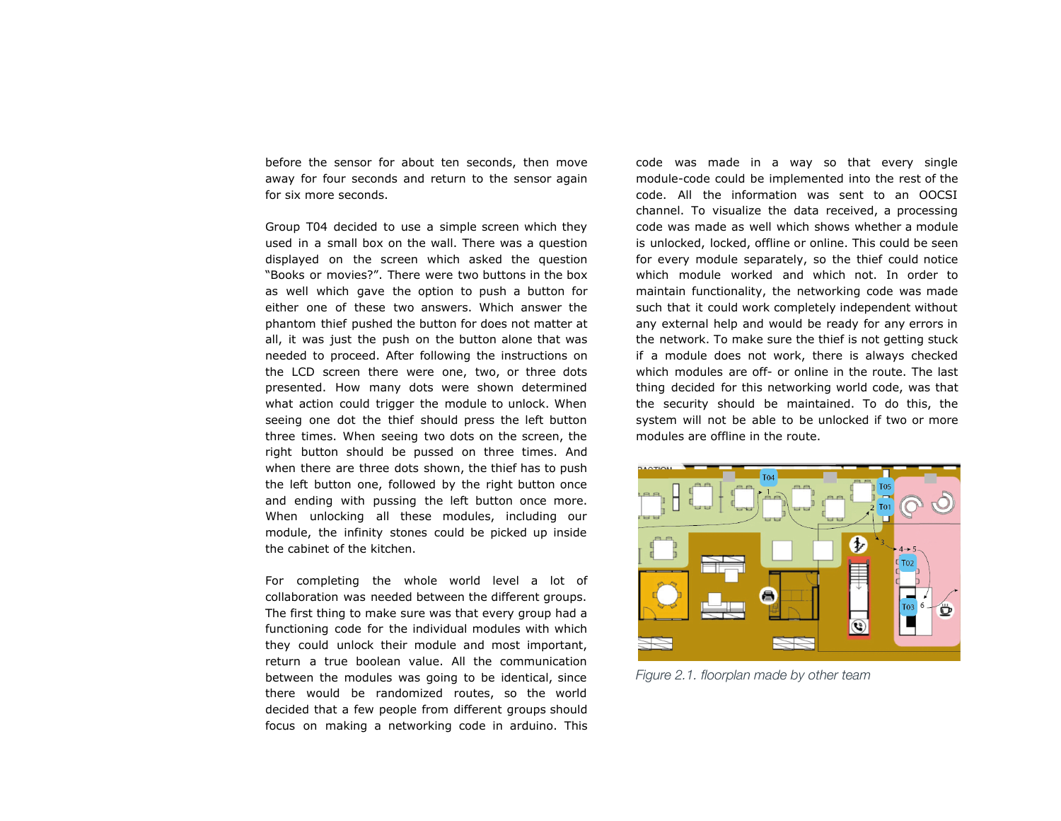before the sensor for about ten seconds, then move away for four seconds and return to the sensor again for six more seconds.

Group T04 decided to use a simple screen which they used in a small box on the wall. There was a question displayed on the screen which asked the question "Books or movies?". There were two buttons in the box as well which gave the option to push a button for either one of these two answers. Which answer the phantom thief pushed the button for does not matter at all, it was just the push on the button alone that was needed to proceed. After following the instructions on the LCD screen there were one, two, or three dots presented. How many dots were shown determined what action could trigger the module to unlock. When seeing one dot the thief should press the left button three times. When seeing two dots on the screen, the right button should be pussed on three times. And when there are three dots shown, the thief has to push the left button one, followed by the right button once and ending with pussing the left button once more. When unlocking all these modules, including our module, the infinity stones could be picked up inside the cabinet of the kitchen.

For completing the whole world level a lot of collaboration was needed between the different groups. The first thing to make sure was that every group had a functioning code for the individual modules with which they could unlock their module and most important, return a true boolean value. All the communication between the modules was going to be identical, since there would be randomized routes, so the world decided that a few people from different groups should focus on making a networking code in arduino. This code was made in a way so that every single module-code could be implemented into the rest of the code. All the information was sent to an OOCSI channel. To visualize the data received, a processing code was made as well which shows whether a module is unlocked, locked, offline or online. This could be seen for every module separately, so the thief could notice which module worked and which not. In order to maintain functionality, the networking code was made such that it could work completely independent without any external help and would be ready for any errors in the network. To make sure the thief is not getting stuck if a module does not work, there is always checked which modules are off- or online in the route. The last thing decided for this networking world code, was that the security should be maintained. To do this, the system will not be able to be unlocked if two or more modules are offline in the route.

*Figure 2.1. floorplan made by other team*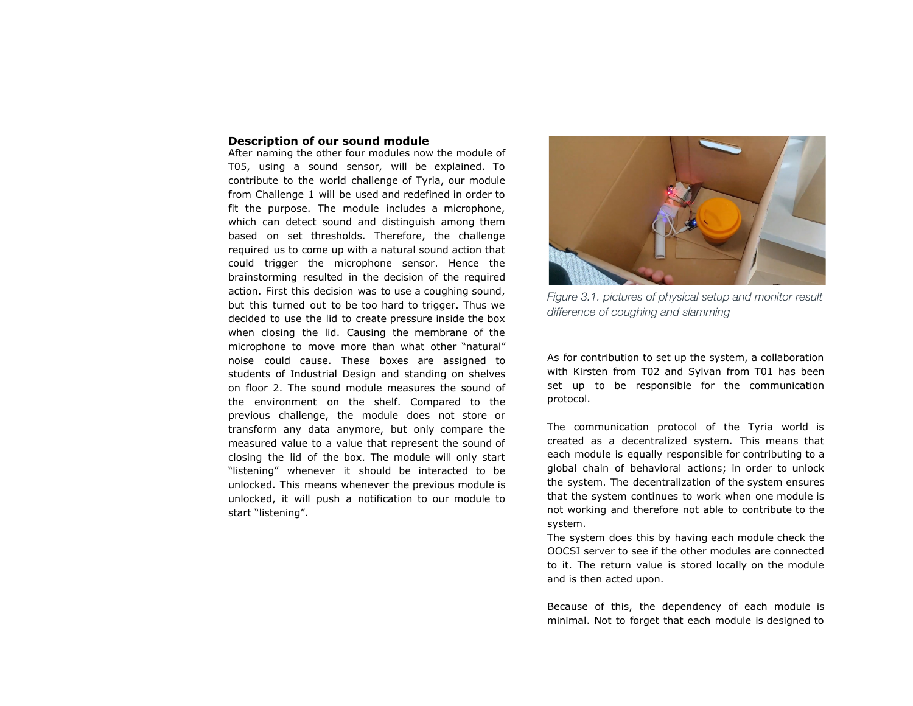### Description of our sound module

After naming the other four modules now the module of T05, using a sound sensor, will be explained. To contribute to the world challenge of Tyria, our module from Challenge 1 will be used and redefined in order to fit the purpose. The module includes a microphone, which can detect sound and distinguish among them based on set thresholds. Therefore, the challenge required us to come up with a natural sound action that could trigger the microphone sensor. Hence the brainstorming resulted in the decision of the required action. First this decision was to use a coughing sound, but this turned out to be too hard to trigger. Thus we decided to use the lid to create pressure inside the box when closing the lid. Causing the membrane of the microphone to move more than what other "natural" noise could cause. These boxes are assigned to students of Industrial Design and standing on shelves on floor 2. The sound module measures the sound of the environment on the shelf. Compared to the previous challenge, the module does not store or transform any data anymore, but only compare the measured value to a value that represent the sound of closing the lid of the box. The module will only start "listening" whenever it should be interacted to be unlocked. This means whenever the previous module is unlocked, it will push a notification to our module to start "listening".

*Figure 3.1. pictures of physical setup and monitor result difference of coughing and slamming*

As for contribution to set up the system, a collaboration with Kirsten from T02 and Sylvan from T01 has been set up to be responsible for the communication protocol.

The communication protocol of the Tyria world is created as a decentralized system. This means that each module is equally responsible for contributing to a global chain of behavioral actions; in order to unlock the system. The decentralization of the system ensures that the system continues to work when one module is not working and therefore not able to contribute to the system.
The system does this by having each module check the OOCSI server to see if the other modules are connected to it. The return value is stored locally on the module and is then acted upon.

Because of this, the dependency of each module is minimal. Not to forget that each module is designed to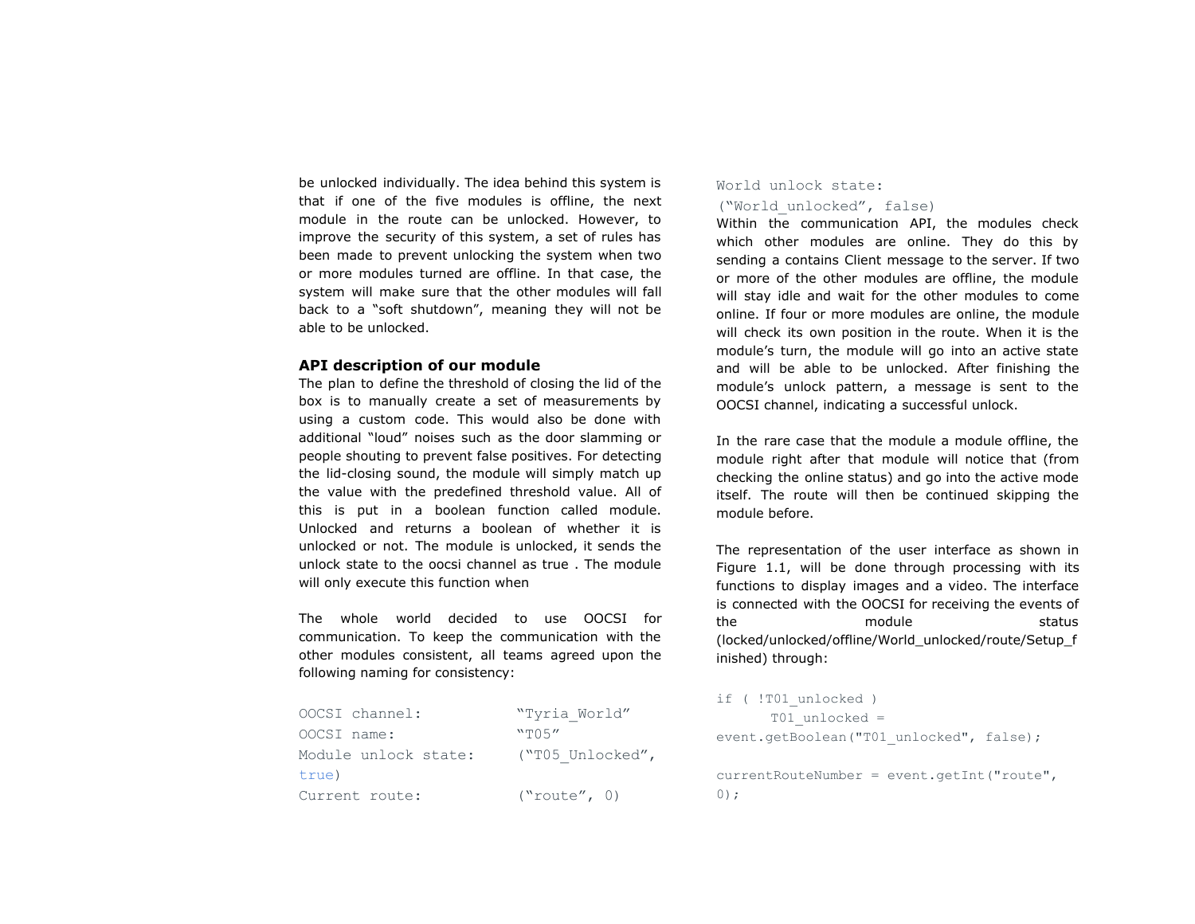be unlocked individually. The idea behind this system is that if one of the five modules is offline, the next module in the route can be unlocked. However, to improve the security of this system, a set of rules has been made to prevent unlocking the system when two or more modules turned are offline. In that case, the system will make sure that the other modules will fall back to a "soft shutdown", meaning they will not be able to be unlocked.

### API description of our module

The plan to define the threshold of closing the lid of the box is to manually create a set of measurements by using a custom code. This would also be done with additional "loud" noises such as the door slamming or people shouting to prevent false positives. For detecting the lid-closing sound, the module will simply match up the value with the predefined threshold value. All of this is put in a boolean function called module. Unlocked and returns a boolean of whether it is unlocked or not. The module is unlocked, it sends the unlock state to the oocsi channel as true . The module will only execute this function when

The whole world decided to use OOCSI for communication. To keep the communication with the other modules consistent, all teams agreed upon the following naming for consistency:

```
OOCSI channel:          "Tyria_World"
OOCSI name:             "T05"
Module unlock state:    ("T05_Unlocked", true)
Current route:          ("route", 0)
World unlock state:     ("World_unlocked", false)
```

Within the communication API, the modules check which other modules are online. They do this by sending a contains Client message to the server. If two or more of the other modules are offline, the module will stay idle and wait for the other modules to come online. If four or more modules are online, the module will check its own position in the route. When it is the module's turn, the module will go into an active state and will be able to be unlocked. After finishing the module's unlock pattern, a message is sent to the OOCSI channel, indicating a successful unlock.

In the rare case that the module a module offline, the module right after that module will notice that (from checking the online status) and go into the active mode itself. The route will then be continued skipping the module before.

The representation of the user interface as shown in Figure 1.1, will be done through processing with its functions to display images and a video. The interface is connected with the OOCSI for receiving the events of the module status (locked/unlocked/offline/World_unlocked/route/Setup_finished) through:

```
if ( !T01_unlocked )
      T01_unlocked =
event.getBoolean("T01_unlocked", false);

currentRouteNumber = event.getInt("route",
0);
```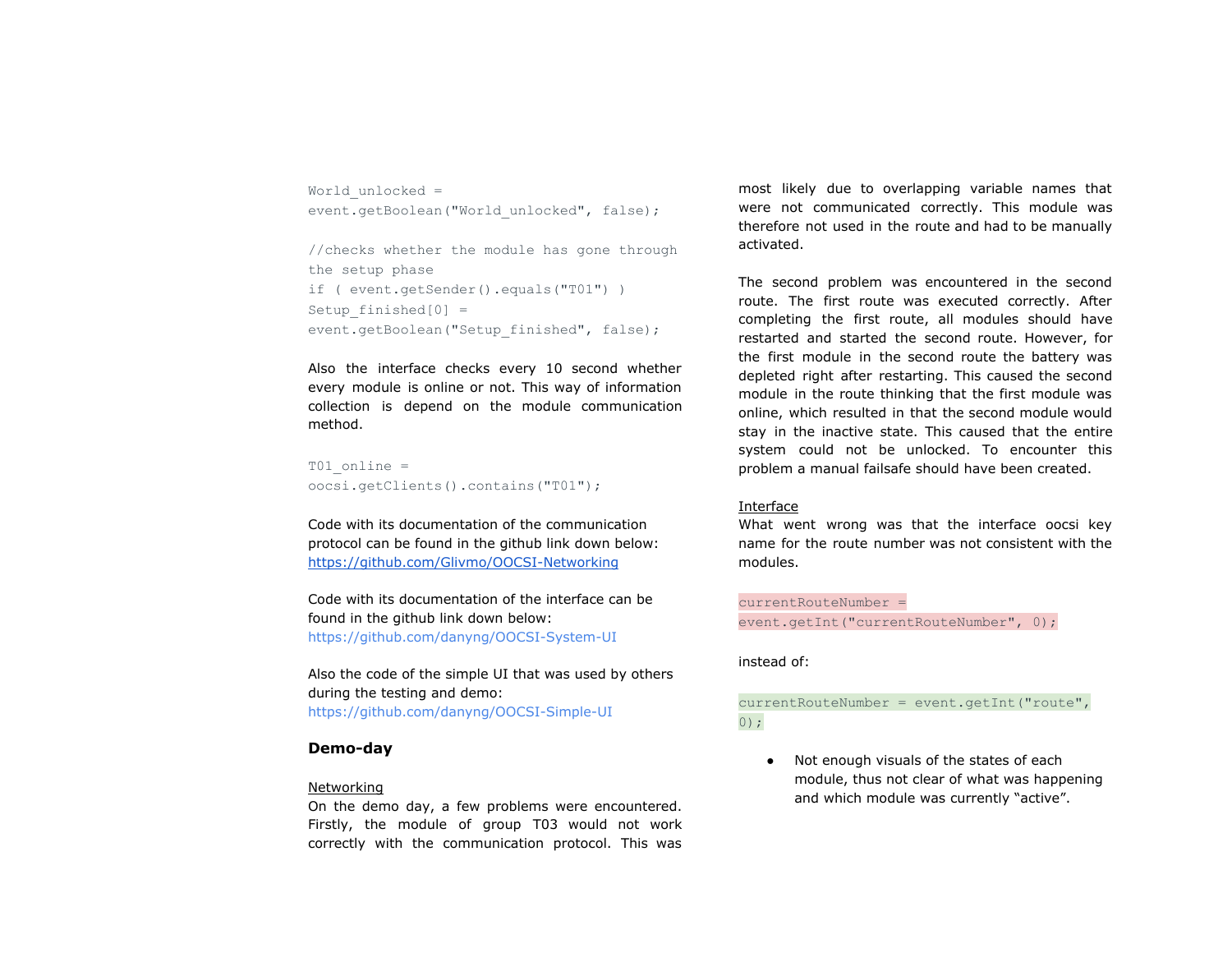```
World_unlocked =
event.getBoolean("World_unlocked", false);

//checks whether the module has gone through
the setup phase
if ( event.getSender().equals("T01") )
Setup_finished[0] =
event.getBoolean("Setup_finished", false);
```

Also the interface checks every 10 second whether every module is online or not. This way of information collection is depend on the module communication method.

```
T01_online =
oocsi.getClients().contains("T01");
```

Code with its documentation of the communication protocol can be found in the github link down below:
https://github.com/Glivmo/OOCSI-Networking

Code with its documentation of the interface can be found in the github link down below:
https://github.com/danyng/OOCSI-System-UI

Also the code of the simple UI that was used by others during the testing and demo:
https://github.com/danyng/OOCSI-Simple-UI

### Demo-day

Networking

On the demo day, a few problems were encountered. Firstly, the module of group T03 would not work correctly with the communication protocol. This was most likely due to overlapping variable names that were not communicated correctly. This module was therefore not used in the route and had to be manually activated.

The second problem was encountered in the second route. The first route was executed correctly. After completing the first route, all modules should have restarted and started the second route. However, for the first module in the second route the battery was depleted right after restarting. This caused the second module in the route thinking that the first module was online, which resulted in that the second module would stay in the inactive state. This caused that the entire system could not be unlocked. To encounter this problem a manual failsafe should have been created.

Interface

What went wrong was that the interface oocsi key name for the route number was not consistent with the modules.

```
currentRouteNumber =
event.getInt("currentRouteNumber", 0);
```

instead of:

```
currentRouteNumber = event.getInt("route",
0);
```

- Not enough visuals of the states of each module, thus not clear of what was happening and which module was currently "active".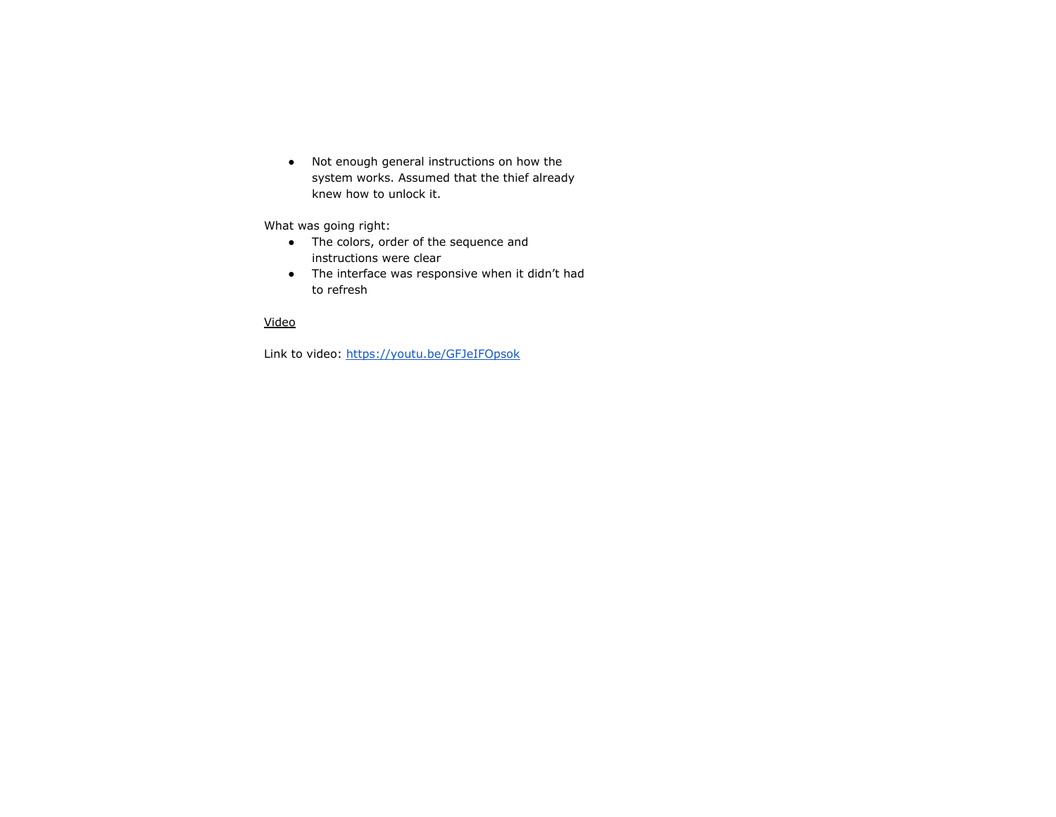- Not enough general instructions on how the system works. Assumed that the thief already knew how to unlock it.

What was going right:

- The colors, order of the sequence and instructions were clear
- The interface was responsive when it didn't had to refresh

<u>Video</u>

Link to video: [https://youtu.be/GFJeIFOpsok](https://youtu.be/GFJeIFOpsok)